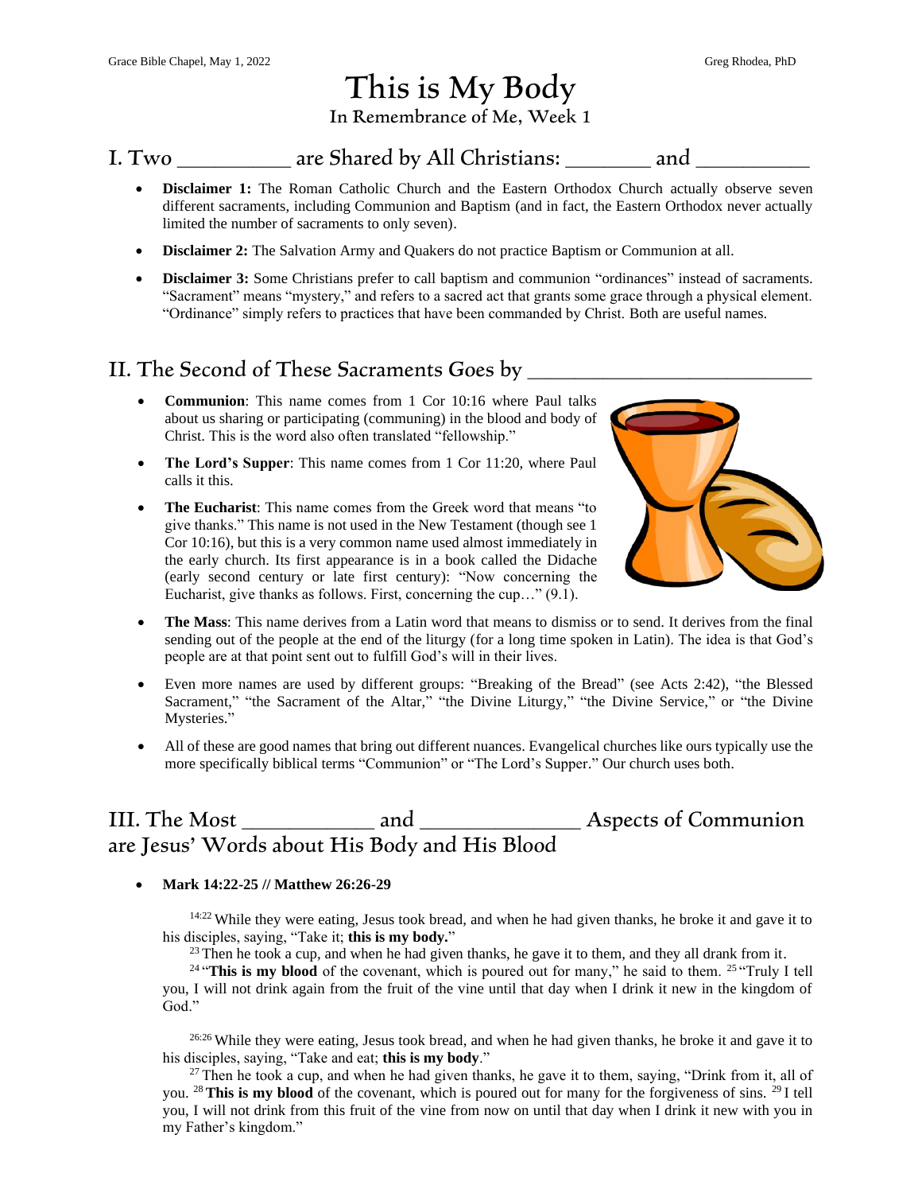Grace Bible Chapel, May 1, 2022 — Greg Rhodea, PhD

# This is My Body

In Remembrance of Me, Week 1

## I. Two __________ are Shared by All Christians: ________ and __________

- **Disclaimer 1:** The Roman Catholic Church and the Eastern Orthodox Church actually observe seven different sacraments, including Communion and Baptism (and in fact, the Eastern Orthodox never actually limited the number of sacraments to only seven).
- **Disclaimer 2:** The Salvation Army and Quakers do not practice Baptism or Communion at all.
- **Disclaimer 3:** Some Christians prefer to call baptism and communion "ordinances" instead of sacraments. "Sacrament" means "mystery," and refers to a sacred act that grants some grace through a physical element. "Ordinance" simply refers to practices that have been commanded by Christ. Both are useful names.

## II. The Second of These Sacraments Goes by ________________________

- **Communion**: This name comes from 1 Cor 10:16 where Paul talks about us sharing or participating (communing) in the blood and body of Christ. This is the word also often translated "fellowship."
- **The Lord's Supper**: This name comes from 1 Cor 11:20, where Paul calls it this.
- **The Eucharist**: This name comes from the Greek word that means "to give thanks." This name is not used in the New Testament (though see 1 Cor 10:16), but this is a very common name used almost immediately in the early church. Its first appearance is in a book called the Didache (early second century or late first century): "Now concerning the Eucharist, give thanks as follows. First, concerning the cup…" (9.1).
- **The Mass**: This name derives from a Latin word that means to dismiss or to send. It derives from the final sending out of the people at the end of the liturgy (for a long time spoken in Latin). The idea is that God's people are at that point sent out to fulfill God's will in their lives.
- Even more names are used by different groups: "Breaking of the Bread" (see Acts 2:42), "the Blessed Sacrament," "the Sacrament of the Altar," "the Divine Liturgy," "the Divine Service," or "the Divine Mysteries."
- All of these are good names that bring out different nuances. Evangelical churches like ours typically use the more specifically biblical terms "Communion" or "The Lord's Supper." Our church uses both.

## III. The Most ___________ and _____________ Aspects of Communion are Jesus' Words about His Body and His Blood

- **Mark 14:22-25 // Matthew 26:26-29**

14:22 While they were eating, Jesus took bread, and when he had given thanks, he broke it and gave it to his disciples, saying, "Take it; **this is my body.**"
23 Then he took a cup, and when he had given thanks, he gave it to them, and they all drank from it.
24 "**This is my blood** of the covenant, which is poured out for many," he said to them. 25 "Truly I tell you, I will not drink again from the fruit of the vine until that day when I drink it new in the kingdom of God."

26:26 While they were eating, Jesus took bread, and when he had given thanks, he broke it and gave it to his disciples, saying, "Take and eat; **this is my body**."
27 Then he took a cup, and when he had given thanks, he gave it to them, saying, "Drink from it, all of you. 28 **This is my blood** of the covenant, which is poured out for many for the forgiveness of sins. 29 I tell you, I will not drink from this fruit of the vine from now on until that day when I drink it new with you in my Father's kingdom."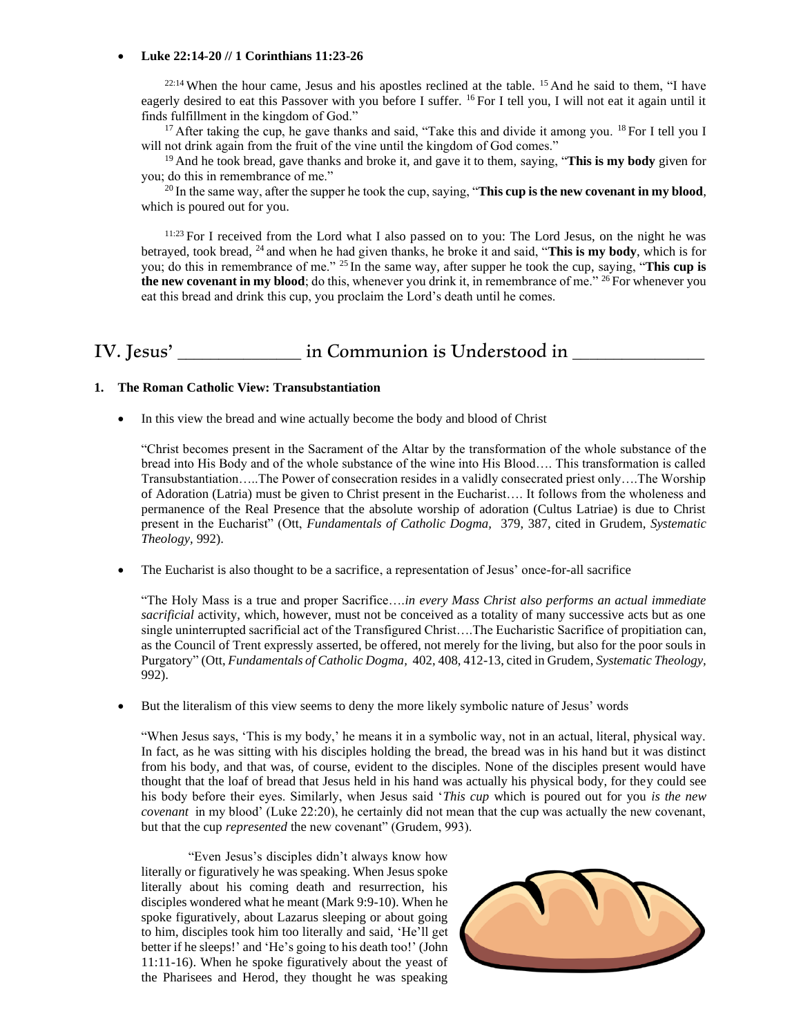- **Luke 22:14-20 // 1 Corinthians 11:23-26**

> [22:14] When the hour came, Jesus and his apostles reclined at the table. [15] And he said to them, "I have eagerly desired to eat this Passover with you before I suffer. [16] For I tell you, I will not eat it again until it finds fulfillment in the kingdom of God."
>
> [17] After taking the cup, he gave thanks and said, "Take this and divide it among you. [18] For I tell you I will not drink again from the fruit of the vine until the kingdom of God comes."
>
> [19] And he took bread, gave thanks and broke it, and gave it to them, saying, "**This is my body** given for you; do this in remembrance of me."
>
> [20] In the same way, after the supper he took the cup, saying, "**This cup is the new covenant in my blood**, which is poured out for you.
>
> [11:23] For I received from the Lord what I also passed on to you: The Lord Jesus, on the night he was betrayed, took bread, [24] and when he had given thanks, he broke it and said, "**This is my body**, which is for you; do this in remembrance of me." [25] In the same way, after supper he took the cup, saying, "**This cup is the new covenant in my blood**; do this, whenever you drink it, in remembrance of me." [26] For whenever you eat this bread and drink this cup, you proclaim the Lord's death until he comes.

## IV. Jesus' _____________ in Communion is Understood in ______________

### 1. The Roman Catholic View: Transubstantiation

- In this view the bread and wine actually become the body and blood of Christ

"Christ becomes present in the Sacrament of the Altar by the transformation of the whole substance of the bread into His Body and of the whole substance of the wine into His Blood…. This transformation is called Transubstantiation…..The Power of consecration resides in a validly consecrated priest only….The Worship of Adoration (Latria) must be given to Christ present in the Eucharist…. It follows from the wholeness and permanence of the Real Presence that the absolute worship of adoration (Cultus Latriae) is due to Christ present in the Eucharist" (Ott, *Fundamentals of Catholic Dogma,* 379, 387, cited in Grudem, *Systematic Theology,* 992).

- The Eucharist is also thought to be a sacrifice, a representation of Jesus' once-for-all sacrifice

"The Holy Mass is a true and proper Sacrifice….*in every Mass Christ also performs an actual immediate sacrificial* activity, which, however, must not be conceived as a totality of many successive acts but as one single uninterrupted sacrificial act of the Transfigured Christ….The Eucharistic Sacrifice of propitiation can, as the Council of Trent expressly asserted, be offered, not merely for the living, but also for the poor souls in Purgatory" (Ott, *Fundamentals of Catholic Dogma,* 402, 408, 412-13, cited in Grudem, *Systematic Theology,* 992).

- But the literalism of this view seems to deny the more likely symbolic nature of Jesus' words

"When Jesus says, 'This is my body,' he means it in a symbolic way, not in an actual, literal, physical way. In fact, as he was sitting with his disciples holding the bread, the bread was in his hand but it was distinct from his body, and that was, of course, evident to the disciples. None of the disciples present would have thought that the loaf of bread that Jesus held in his hand was actually his physical body, for they could see his body before their eyes. Similarly, when Jesus said '*This cup* which is poured out for you *is the new covenant* in my blood' (Luke 22:20), he certainly did not mean that the cup was actually the new covenant, but that the cup *represented* the new covenant" (Grudem, 993).

"Even Jesus's disciples didn't always know how literally or figuratively he was speaking. When Jesus spoke literally about his coming death and resurrection, his disciples wondered what he meant (Mark 9:9-10). When he spoke figuratively, about Lazarus sleeping or about going to him, disciples took him too literally and said, 'He'll get better if he sleeps!' and 'He's going to his death too!' (John 11:11-16). When he spoke figuratively about the yeast of the Pharisees and Herod, they thought he was speaking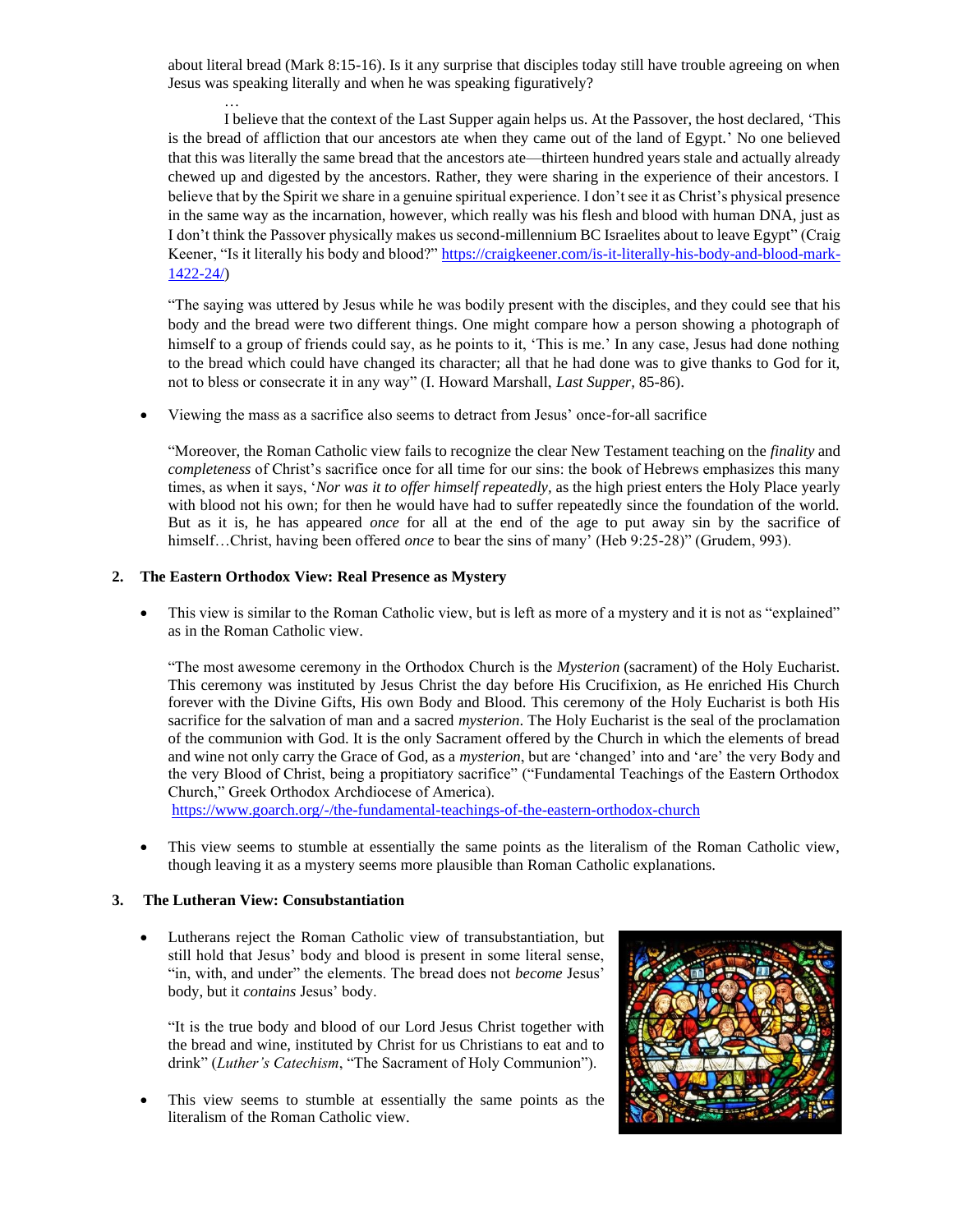about literal bread (Mark 8:15-16). Is it any surprise that disciples today still have trouble agreeing on when Jesus was speaking literally and when he was speaking figuratively?

…

I believe that the context of the Last Supper again helps us. At the Passover, the host declared, 'This is the bread of affliction that our ancestors ate when they came out of the land of Egypt.' No one believed that this was literally the same bread that the ancestors ate—thirteen hundred years stale and actually already chewed up and digested by the ancestors. Rather, they were sharing in the experience of their ancestors. I believe that by the Spirit we share in a genuine spiritual experience. I don't see it as Christ's physical presence in the same way as the incarnation, however, which really was his flesh and blood with human DNA, just as I don't think the Passover physically makes us second-millennium BC Israelites about to leave Egypt" (Craig Keener, "Is it literally his body and blood?" https://craigkeener.com/is-it-literally-his-body-and-blood-mark-1422-24/)

"The saying was uttered by Jesus while he was bodily present with the disciples, and they could see that his body and the bread were two different things. One might compare how a person showing a photograph of himself to a group of friends could say, as he points to it, 'This is me.' In any case, Jesus had done nothing to the bread which could have changed its character; all that he had done was to give thanks to God for it, not to bless or consecrate it in any way" (I. Howard Marshall, *Last Supper,* 85-86).

- Viewing the mass as a sacrifice also seems to detract from Jesus' once-for-all sacrifice

  "Moreover, the Roman Catholic view fails to recognize the clear New Testament teaching on the *finality* and *completeness* of Christ's sacrifice once for all time for our sins: the book of Hebrews emphasizes this many times, as when it says, '*Nor was it to offer himself repeatedly*, as the high priest enters the Holy Place yearly with blood not his own; for then he would have had to suffer repeatedly since the foundation of the world. But as it is, he has appeared *once* for all at the end of the age to put away sin by the sacrifice of himself…Christ, having been offered *once* to bear the sins of many' (Heb 9:25-28)" (Grudem, 993).

## 2. The Eastern Orthodox View: Real Presence as Mystery

- This view is similar to the Roman Catholic view, but is left as more of a mystery and it is not as "explained" as in the Roman Catholic view.

  "The most awesome ceremony in the Orthodox Church is the *Mysterion* (sacrament) of the Holy Eucharist. This ceremony was instituted by Jesus Christ the day before His Crucifixion, as He enriched His Church forever with the Divine Gifts, His own Body and Blood. This ceremony of the Holy Eucharist is both His sacrifice for the salvation of man and a sacred *mysterion*. The Holy Eucharist is the seal of the proclamation of the communion with God. It is the only Sacrament offered by the Church in which the elements of bread and wine not only carry the Grace of God, as a *mysterion*, but are 'changed' into and 'are' the very Body and the very Blood of Christ, being a propitiatory sacrifice" ("Fundamental Teachings of the Eastern Orthodox Church," Greek Orthodox Archdiocese of America).
  https://www.goarch.org/-/the-fundamental-teachings-of-the-eastern-orthodox-church

- This view seems to stumble at essentially the same points as the literalism of the Roman Catholic view, though leaving it as a mystery seems more plausible than Roman Catholic explanations.

## 3. The Lutheran View: Consubstantiation

- Lutherans reject the Roman Catholic view of transubstantiation, but still hold that Jesus' body and blood is present in some literal sense, "in, with, and under" the elements. The bread does not *become* Jesus' body, but it *contains* Jesus' body.

  "It is the true body and blood of our Lord Jesus Christ together with the bread and wine, instituted by Christ for us Christians to eat and to drink" (*Luther's Catechism*, "The Sacrament of Holy Communion").

- This view seems to stumble at essentially the same points as the literalism of the Roman Catholic view.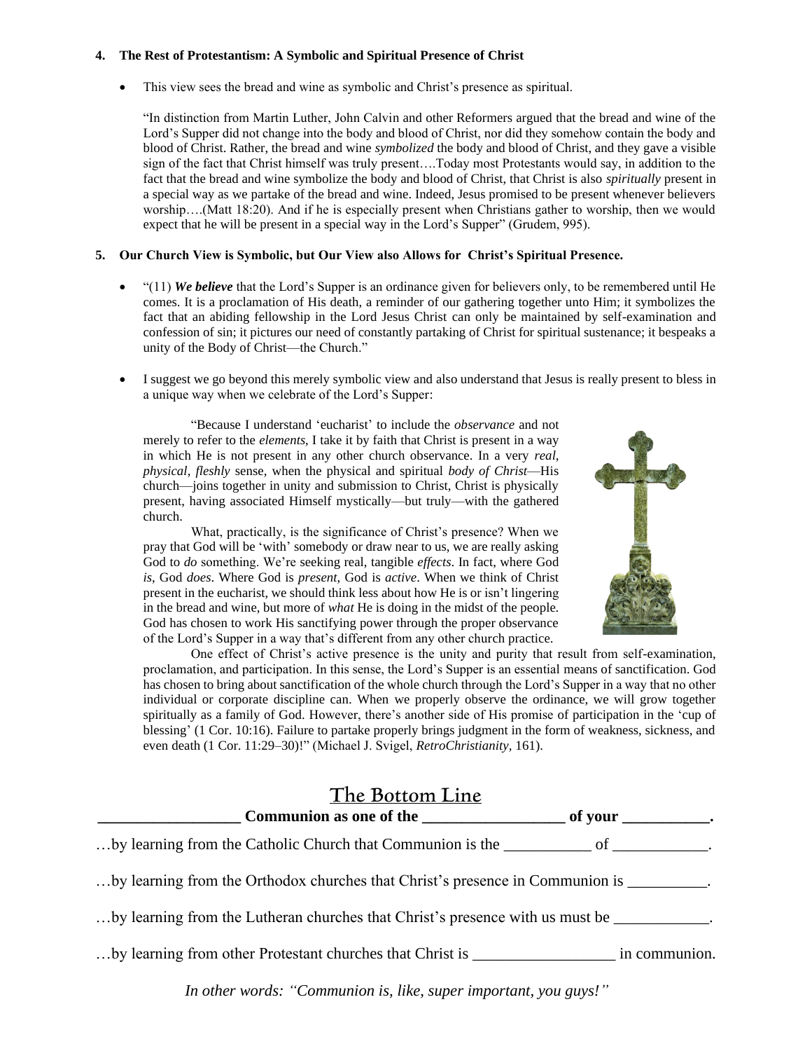**4. The Rest of Protestantism: A Symbolic and Spiritual Presence of Christ**

- This view sees the bread and wine as symbolic and Christ's presence as spiritual.

  "In distinction from Martin Luther, John Calvin and other Reformers argued that the bread and wine of the Lord's Supper did not change into the body and blood of Christ, nor did they somehow contain the body and blood of Christ. Rather, the bread and wine *symbolized* the body and blood of Christ, and they gave a visible sign of the fact that Christ himself was truly present….Today most Protestants would say, in addition to the fact that the bread and wine symbolize the body and blood of Christ, that Christ is also *spiritually* present in a special way as we partake of the bread and wine. Indeed, Jesus promised to be present whenever believers worship….(Matt 18:20). And if he is especially present when Christians gather to worship, then we would expect that he will be present in a special way in the Lord's Supper" (Grudem, 995).

**5. Our Church View is Symbolic, but Our View also Allows for Christ's Spiritual Presence.**

- "(11) ***We believe*** that the Lord's Supper is an ordinance given for believers only, to be remembered until He comes. It is a proclamation of His death, a reminder of our gathering together unto Him; it symbolizes the fact that an abiding fellowship in the Lord Jesus Christ can only be maintained by self-examination and confession of sin; it pictures our need of constantly partaking of Christ for spiritual sustenance; it bespeaks a unity of the Body of Christ—the Church."

- I suggest we go beyond this merely symbolic view and also understand that Jesus is really present to bless in a unique way when we celebrate of the Lord's Supper:

  "Because I understand 'eucharist' to include the *observance* and not merely to refer to the *elements*, I take it by faith that Christ is present in a way in which He is not present in any other church observance. In a very *real*, *physical*, *fleshly* sense, when the physical and spiritual *body of Christ*—His church—joins together in unity and submission to Christ, Christ is physically present, having associated Himself mystically—but truly—with the gathered church.

  What, practically, is the significance of Christ's presence? When we pray that God will be 'with' somebody or draw near to us, we are really asking God to *do* something. We're seeking real, tangible *effects*. In fact, where God *is*, God *does*. Where God is *present*, God is *active*. When we think of Christ present in the eucharist, we should think less about how He is or isn't lingering in the bread and wine, but more of *what* He is doing in the midst of the people. God has chosen to work His sanctifying power through the proper observance of the Lord's Supper in a way that's different from any other church practice.

  One effect of Christ's active presence is the unity and purity that result from self-examination, proclamation, and participation. In this sense, the Lord's Supper is an essential means of sanctification. God has chosen to bring about sanctification of the whole church through the Lord's Supper in a way that no other individual or corporate discipline can. When we properly observe the ordinance, we will grow together spiritually as a family of God. However, there's another side of His promise of participation in the 'cup of blessing' (1 Cor. 10:16). Failure to partake properly brings judgment in the form of weakness, sickness, and even death (1 Cor. 11:29–30)!" (Michael J. Svigel, *RetroChristianity*, 161).

## The Bottom Line

**__________________ Communion as one of the __________________ of your ___________.**

…by learning from the Catholic Church that Communion is the ___________ of ____________.

…by learning from the Orthodox churches that Christ's presence in Communion is __________.

…by learning from the Lutheran churches that Christ's presence with us must be ____________.

…by learning from other Protestant churches that Christ is __________________ in communion.

*In other words: "Communion is, like, super important, you guys!"*